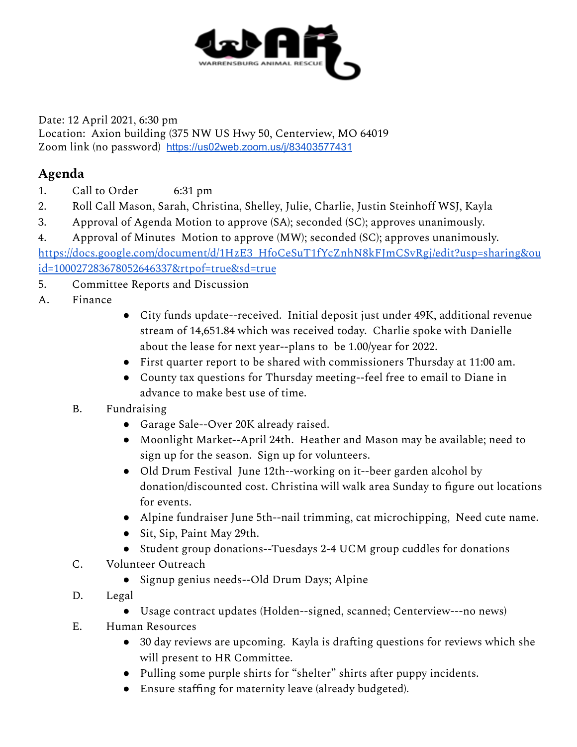Date: 12 April 2021, 6:30 pm
Location: Axion building (375 NW US Hwy 50, Centerview, MO 64019
Zoom link (no password) https://us02web.zoom.us/j/83403577431

## Agenda

1. Call to Order 6:31 pm
2. Roll Call Mason, Sarah, Christina, Shelley, Julie, Charlie, Justin Steinhoff WSJ, Kayla
3. Approval of Agenda Motion to approve (SA); seconded (SC); approves unanimously.
4. Approval of Minutes Motion to approve (MW); seconded (SC); approves unanimously. https://docs.google.com/document/d/1HzE3_HfoCeSuT1fYcZnhN8kFJmCSvRgj/edit?usp=sharing&ouid=100027283678052646337&rtpof=true&sd=true
5. Committee Reports and Discussion

A. Finance
- City funds update--received. Initial deposit just under 49K, additional revenue stream of 14,651.84 which was received today. Charlie spoke with Danielle about the lease for next year--plans to be 1.00/year for 2022.
- First quarter report to be shared with commissioners Thursday at 11:00 am.
- County tax questions for Thursday meeting--feel free to email to Diane in advance to make best use of time.

B. Fundraising
- Garage Sale--Over 20K already raised.
- Moonlight Market--April 24th. Heather and Mason may be available; need to sign up for the season. Sign up for volunteers.
- Old Drum Festival June 12th--working on it--beer garden alcohol by donation/discounted cost. Christina will walk area Sunday to figure out locations for events.
- Alpine fundraiser June 5th--nail trimming, cat microchipping, Need cute name.
- Sit, Sip, Paint May 29th.
- Student group donations--Tuesdays 2-4 UCM group cuddles for donations

C. Volunteer Outreach
- Signup genius needs--Old Drum Days; Alpine

D. Legal
- Usage contract updates (Holden--signed, scanned; Centerview---no news)

E. Human Resources
- 30 day reviews are upcoming. Kayla is drafting questions for reviews which she will present to HR Committee.
- Pulling some purple shirts for "shelter" shirts after puppy incidents.
- Ensure staffing for maternity leave (already budgeted).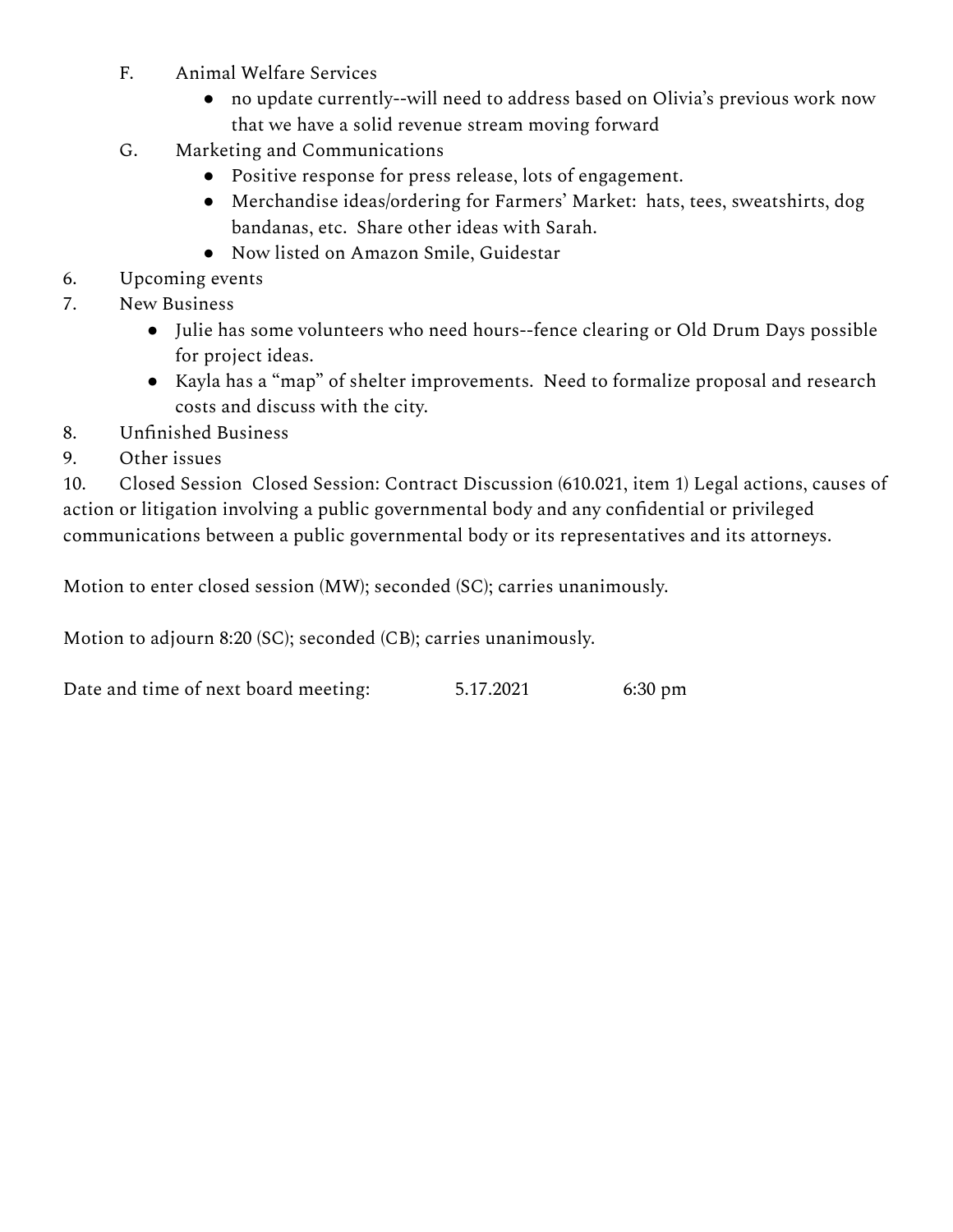F. Animal Welfare Services
   - no update currently--will need to address based on Olivia's previous work now that we have a solid revenue stream moving forward

G. Marketing and Communications
   - Positive response for press release, lots of engagement.
   - Merchandise ideas/ordering for Farmers' Market: hats, tees, sweatshirts, dog bandanas, etc. Share other ideas with Sarah.
   - Now listed on Amazon Smile, Guidestar

6. Upcoming events
7. New Business
   - Julie has some volunteers who need hours--fence clearing or Old Drum Days possible for project ideas.
   - Kayla has a "map" of shelter improvements. Need to formalize proposal and research costs and discuss with the city.
8. Unfinished Business
9. Other issues
10. Closed Session Closed Session: Contract Discussion (610.021, item 1) Legal actions, causes of action or litigation involving a public governmental body and any confidential or privileged communications between a public governmental body or its representatives and its attorneys.

Motion to enter closed session (MW); seconded (SC); carries unanimously.

Motion to adjourn 8:20 (SC); seconded (CB); carries unanimously.

Date and time of next board meeting: 5.17.2021 6:30 pm